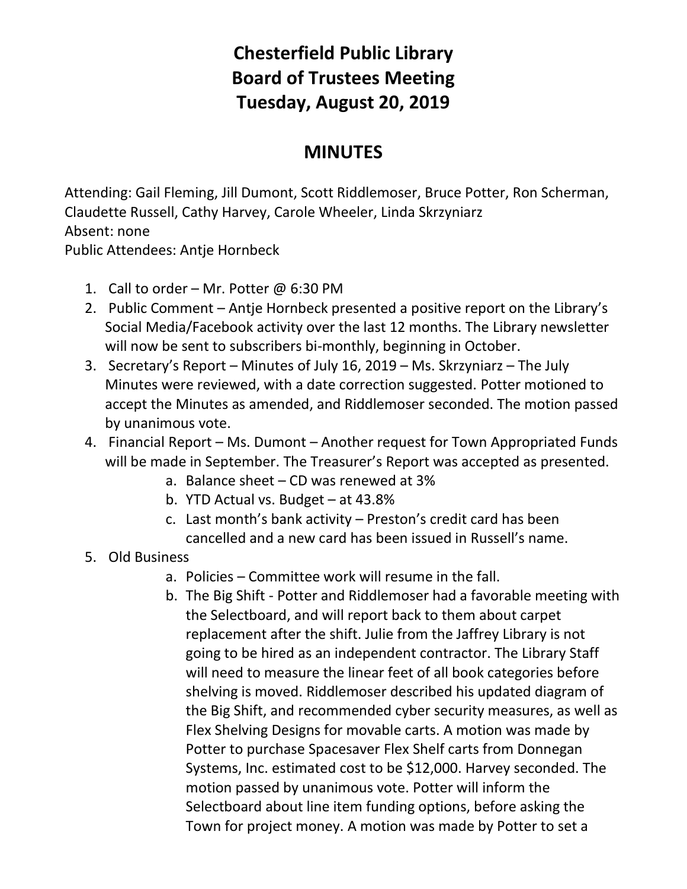# Chesterfield Public Library
# Board of Trustees Meeting
# Tuesday, August 20, 2019

## MINUTES

Attending: Gail Fleming, Jill Dumont, Scott Riddlemoser, Bruce Potter, Ron Scherman, Claudette Russell, Cathy Harvey, Carole Wheeler, Linda Skrzyniarz
Absent: none
Public Attendees: Antje Hornbeck

1. Call to order – Mr. Potter @ 6:30 PM
2. Public Comment – Antje Hornbeck presented a positive report on the Library's Social Media/Facebook activity over the last 12 months. The Library newsletter will now be sent to subscribers bi-monthly, beginning in October.
3. Secretary's Report – Minutes of July 16, 2019 – Ms. Skrzyniarz – The July Minutes were reviewed, with a date correction suggested. Potter motioned to accept the Minutes as amended, and Riddlemoser seconded. The motion passed by unanimous vote.
4. Financial Report – Ms. Dumont – Another request for Town Appropriated Funds will be made in September. The Treasurer's Report was accepted as presented.
   a. Balance sheet – CD was renewed at 3%
   b. YTD Actual vs. Budget – at 43.8%
   c. Last month's bank activity – Preston's credit card has been cancelled and a new card has been issued in Russell's name.
5. Old Business
   a. Policies – Committee work will resume in the fall.
   b. The Big Shift - Potter and Riddlemoser had a favorable meeting with the Selectboard, and will report back to them about carpet replacement after the shift. Julie from the Jaffrey Library is not going to be hired as an independent contractor. The Library Staff will need to measure the linear feet of all book categories before shelving is moved. Riddlemoser described his updated diagram of the Big Shift, and recommended cyber security measures, as well as Flex Shelving Designs for movable carts. A motion was made by Potter to purchase Spacesaver Flex Shelf carts from Donnegan Systems, Inc. estimated cost to be $12,000. Harvey seconded. The motion passed by unanimous vote. Potter will inform the Selectboard about line item funding options, before asking the Town for project money. A motion was made by Potter to set a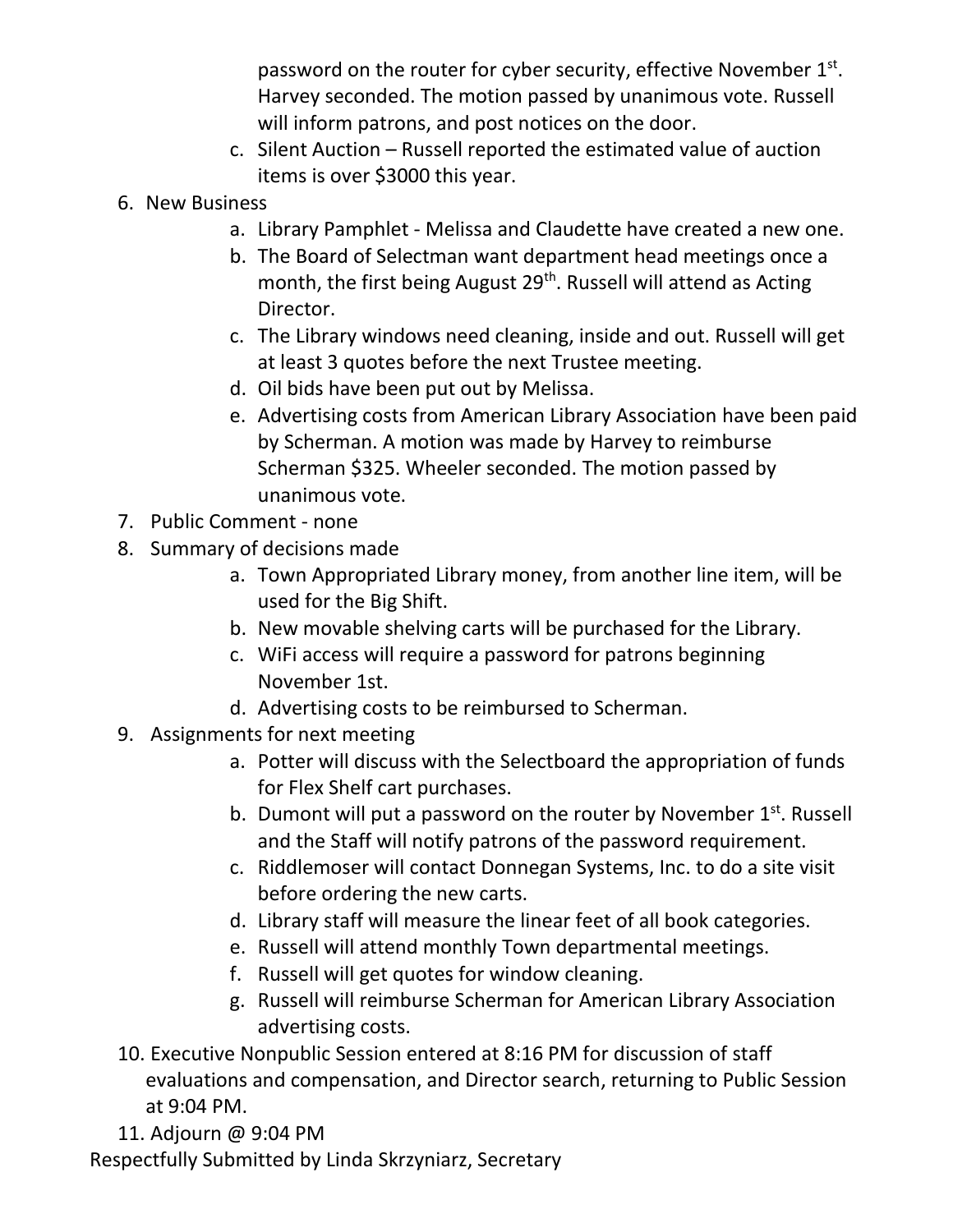password on the router for cyber security, effective November 1st. Harvey seconded. The motion passed by unanimous vote. Russell will inform patrons, and post notices on the door.

   c. Silent Auction – Russell reported the estimated value of auction items is over $3000 this year.

6. New Business
   a. Library Pamphlet - Melissa and Claudette have created a new one.
   b. The Board of Selectman want department head meetings once a month, the first being August 29th. Russell will attend as Acting Director.
   c. The Library windows need cleaning, inside and out. Russell will get at least 3 quotes before the next Trustee meeting.
   d. Oil bids have been put out by Melissa.
   e. Advertising costs from American Library Association have been paid by Scherman. A motion was made by Harvey to reimburse Scherman $325. Wheeler seconded. The motion passed by unanimous vote.
7. Public Comment - none
8. Summary of decisions made
   a. Town Appropriated Library money, from another line item, will be used for the Big Shift.
   b. New movable shelving carts will be purchased for the Library.
   c. WiFi access will require a password for patrons beginning November 1st.
   d. Advertising costs to be reimbursed to Scherman.
9. Assignments for next meeting
   a. Potter will discuss with the Selectboard the appropriation of funds for Flex Shelf cart purchases.
   b. Dumont will put a password on the router by November 1st. Russell and the Staff will notify patrons of the password requirement.
   c. Riddlemoser will contact Donnegan Systems, Inc. to do a site visit before ordering the new carts.
   d. Library staff will measure the linear feet of all book categories.
   e. Russell will attend monthly Town departmental meetings.
   f. Russell will get quotes for window cleaning.
   g. Russell will reimburse Scherman for American Library Association advertising costs.
10. Executive Nonpublic Session entered at 8:16 PM for discussion of staff evaluations and compensation, and Director search, returning to Public Session at 9:04 PM.
11. Adjourn @ 9:04 PM

Respectfully Submitted by Linda Skrzyniarz, Secretary